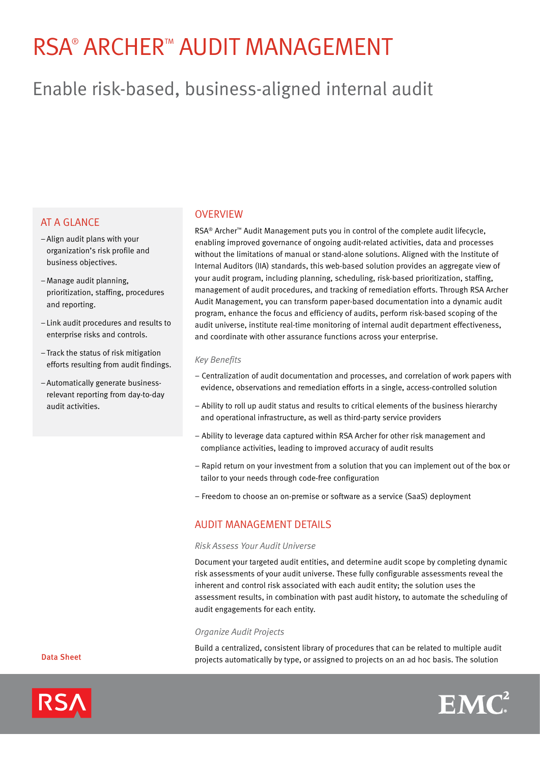# RSA® ARCHER™ AUDIT MANAGEMENT

## Enable risk-based, business-aligned internal audit

### AT A GLANCE

- Align audit plans with your organization's risk profile and business objectives.
- Manage audit planning, prioritization, staffing, procedures and reporting.
- Link audit procedures and results to enterprise risks and controls.
- Track the status of risk mitigation efforts resulting from audit findings.
- Automatically generate business-relevant reporting from day-to-day audit activities.

### OVERVIEW

RSA® Archer™ Audit Management puts you in control of the complete audit lifecycle, enabling improved governance of ongoing audit-related activities, data and processes without the limitations of manual or stand-alone solutions. Aligned with the Institute of Internal Auditors (IIA) standards, this web-based solution provides an aggregate view of your audit program, including planning, scheduling, risk-based prioritization, staffing, management of audit procedures, and tracking of remediation efforts. Through RSA Archer Audit Management, you can transform paper-based documentation into a dynamic audit program, enhance the focus and efficiency of audits, perform risk-based scoping of the audit universe, institute real-time monitoring of internal audit department effectiveness, and coordinate with other assurance functions across your enterprise.

*Key Benefits*

- Centralization of audit documentation and processes, and correlation of work papers with evidence, observations and remediation efforts in a single, access-controlled solution
- Ability to roll up audit status and results to critical elements of the business hierarchy and operational infrastructure, as well as third-party service providers
- Ability to leverage data captured within RSA Archer for other risk management and compliance activities, leading to improved accuracy of audit results
- Rapid return on your investment from a solution that you can implement out of the box or tailor to your needs through code-free configuration
- Freedom to choose an on-premise or software as a service (SaaS) deployment

### AUDIT MANAGEMENT DETAILS

*Risk Assess Your Audit Universe*

Document your targeted audit entities, and determine audit scope by completing dynamic risk assessments of your audit universe. These fully configurable assessments reveal the inherent and control risk associated with each audit entity; the solution uses the assessment results, in combination with past audit history, to automate the scheduling of audit engagements for each entity.

*Organize Audit Projects*

Build a centralized, consistent library of procedures that can be related to multiple audit projects automatically by type, or assigned to projects on an ad hoc basis. The solution

Data Sheet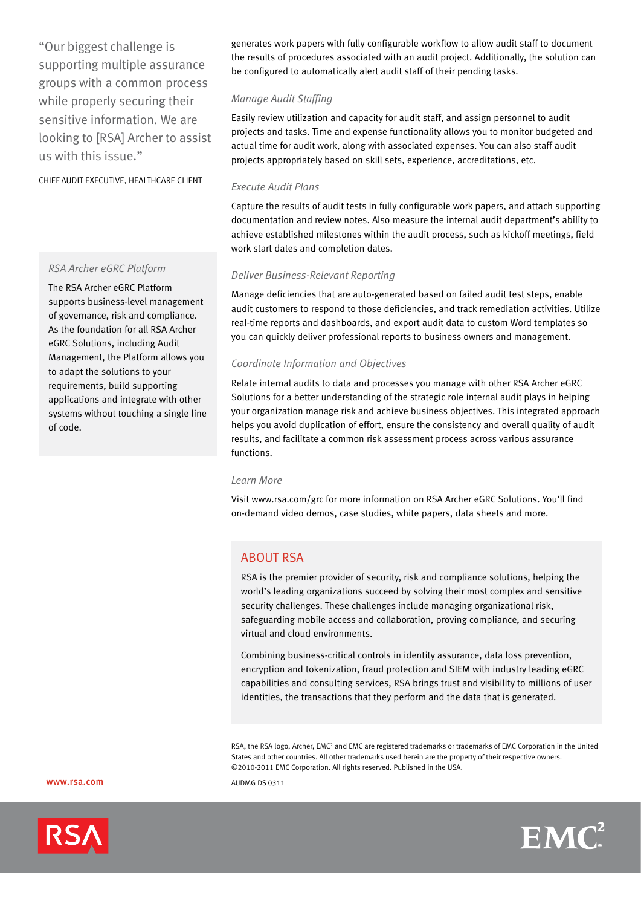“Our biggest challenge is supporting multiple assurance groups with a common process while properly securing their sensitive information. We are looking to [RSA] Archer to assist us with this issue.”

CHIEF AUDIT EXECUTIVE, HEALTHCARE CLIENT

*RSA Archer eGRC Platform*

The RSA Archer eGRC Platform supports business-level management of governance, risk and compliance. As the foundation for all RSA Archer eGRC Solutions, including Audit Management, the Platform allows you to adapt the solutions to your requirements, build supporting applications and integrate with other systems without touching a single line of code.

generates work papers with fully configurable workflow to allow audit staff to document the results of procedures associated with an audit project. Additionally, the solution can be configured to automatically alert audit staff of their pending tasks.

*Manage Audit Staffing*

Easily review utilization and capacity for audit staff, and assign personnel to audit projects and tasks. Time and expense functionality allows you to monitor budgeted and actual time for audit work, along with associated expenses. You can also staff audit projects appropriately based on skill sets, experience, accreditations, etc.

*Execute Audit Plans*

Capture the results of audit tests in fully configurable work papers, and attach supporting documentation and review notes. Also measure the internal audit department’s ability to achieve established milestones within the audit process, such as kickoff meetings, field work start dates and completion dates.

*Deliver Business-Relevant Reporting*

Manage deficiencies that are auto-generated based on failed audit test steps, enable audit customers to respond to those deficiencies, and track remediation activities. Utilize real-time reports and dashboards, and export audit data to custom Word templates so you can quickly deliver professional reports to business owners and management.

*Coordinate Information and Objectives*

Relate internal audits to data and processes you manage with other RSA Archer eGRC Solutions for a better understanding of the strategic role internal audit plays in helping your organization manage risk and achieve business objectives. This integrated approach helps you avoid duplication of effort, ensure the consistency and overall quality of audit results, and facilitate a common risk assessment process across various assurance functions.

*Learn More*

Visit www.rsa.com/grc for more information on RSA Archer eGRC Solutions. You’ll find on-demand video demos, case studies, white papers, data sheets and more.

## ABOUT RSA

RSA is the premier provider of security, risk and compliance solutions, helping the world’s leading organizations succeed by solving their most complex and sensitive security challenges. These challenges include managing organizational risk, safeguarding mobile access and collaboration, proving compliance, and securing virtual and cloud environments.

Combining business-critical controls in identity assurance, data loss prevention, encryption and tokenization, fraud protection and SIEM with industry leading eGRC capabilities and consulting services, RSA brings trust and visibility to millions of user identities, the transactions that they perform and the data that is generated.

RSA, the RSA logo, Archer, EMC[2] and EMC are registered trademarks or trademarks of EMC Corporation in the United States and other countries. All other trademarks used herein are the property of their respective owners. ©2010-2011 EMC Corporation. All rights reserved. Published in the USA.

www.rsa.com

AUDMG DS 0311